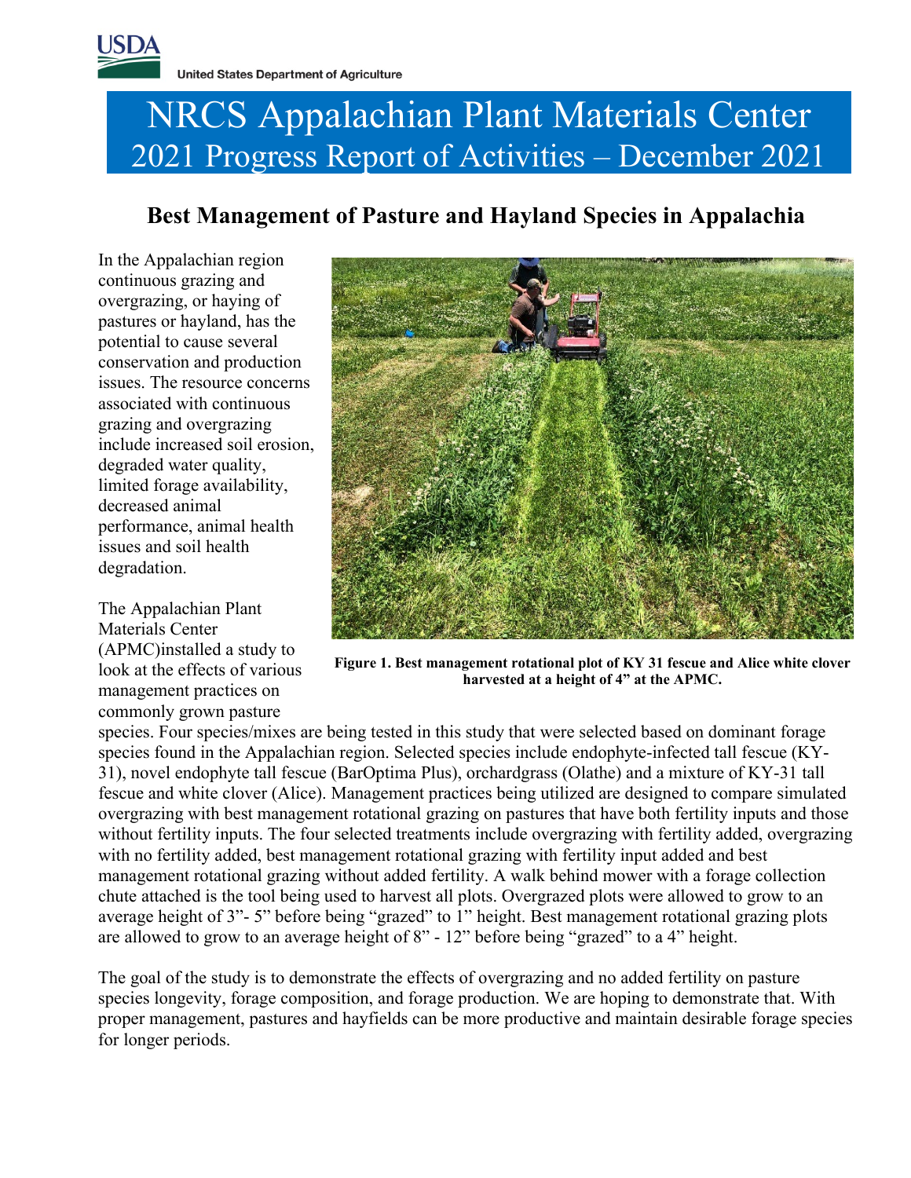United States Department of Agriculture

# NRCS Appalachian Plant Materials Center
## 2021 Progress Report of Activities – December 2021

## Best Management of Pasture and Hayland Species in Appalachia

In the Appalachian region continuous grazing and overgrazing, or haying of pastures or hayland, has the potential to cause several conservation and production issues. The resource concerns associated with continuous grazing and overgrazing include increased soil erosion, degraded water quality, limited forage availability, decreased animal performance, animal health issues and soil health degradation.

**Figure 1. Best management rotational plot of KY 31 fescue and Alice white clover harvested at a height of 4" at the APMC.**

The Appalachian Plant Materials Center (APMC)installed a study to look at the effects of various management practices on commonly grown pasture species. Four species/mixes are being tested in this study that were selected based on dominant forage species found in the Appalachian region. Selected species include endophyte-infected tall fescue (KY-31), novel endophyte tall fescue (BarOptima Plus), orchardgrass (Olathe) and a mixture of KY-31 tall fescue and white clover (Alice). Management practices being utilized are designed to compare simulated overgrazing with best management rotational grazing on pastures that have both fertility inputs and those without fertility inputs. The four selected treatments include overgrazing with fertility added, overgrazing with no fertility added, best management rotational grazing with fertility input added and best management rotational grazing without added fertility. A walk behind mower with a forage collection chute attached is the tool being used to harvest all plots. Overgrazed plots were allowed to grow to an average height of 3"- 5" before being "grazed" to 1" height. Best management rotational grazing plots are allowed to grow to an average height of 8" - 12" before being "grazed" to a 4" height.

The goal of the study is to demonstrate the effects of overgrazing and no added fertility on pasture species longevity, forage composition, and forage production. We are hoping to demonstrate that. With proper management, pastures and hayfields can be more productive and maintain desirable forage species for longer periods.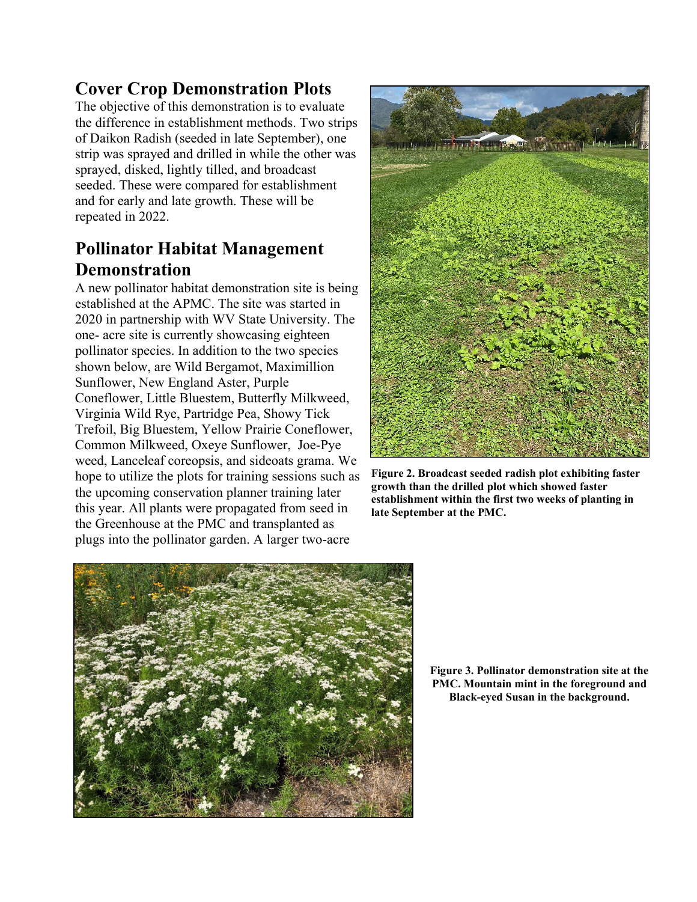## Cover Crop Demonstration Plots

The objective of this demonstration is to evaluate the difference in establishment methods. Two strips of Daikon Radish (seeded in late September), one strip was sprayed and drilled in while the other was sprayed, disked, lightly tilled, and broadcast seeded. These were compared for establishment and for early and late growth. These will be repeated in 2022.

## Pollinator Habitat Management Demonstration

A new pollinator habitat demonstration site is being established at the APMC. The site was started in 2020 in partnership with WV State University. The one- acre site is currently showcasing eighteen pollinator species. In addition to the two species shown below, are Wild Bergamot, Maximillion Sunflower, New England Aster, Purple Coneflower, Little Bluestem, Butterfly Milkweed, Virginia Wild Rye, Partridge Pea, Showy Tick Trefoil, Big Bluestem, Yellow Prairie Coneflower, Common Milkweed, Oxeye Sunflower, Joe-Pye weed, Lanceleaf coreopsis, and sideoats grama. We hope to utilize the plots for training sessions such as the upcoming conservation planner training later this year. All plants were propagated from seed in the Greenhouse at the PMC and transplanted as plugs into the pollinator garden. A larger two-acre

**Figure 2. Broadcast seeded radish plot exhibiting faster growth than the drilled plot which showed faster establishment within the first two weeks of planting in late September at the PMC.**

**Figure 3. Pollinator demonstration site at the PMC. Mountain mint in the foreground and Black-eyed Susan in the background.**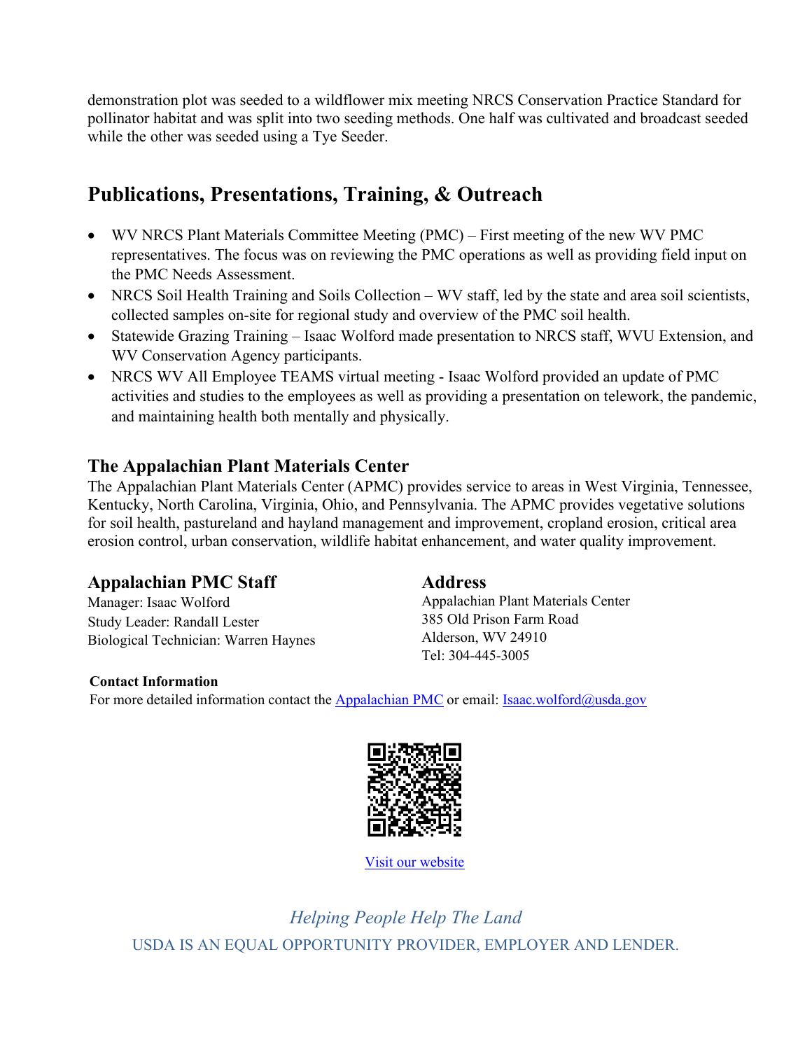demonstration plot was seeded to a wildflower mix meeting NRCS Conservation Practice Standard for pollinator habitat and was split into two seeding methods. One half was cultivated and broadcast seeded while the other was seeded using a Tye Seeder.

## Publications, Presentations, Training, & Outreach

- WV NRCS Plant Materials Committee Meeting (PMC) – First meeting of the new WV PMC representatives. The focus was on reviewing the PMC operations as well as providing field input on the PMC Needs Assessment.
- NRCS Soil Health Training and Soils Collection – WV staff, led by the state and area soil scientists, collected samples on-site for regional study and overview of the PMC soil health.
- Statewide Grazing Training – Isaac Wolford made presentation to NRCS staff, WVU Extension, and WV Conservation Agency participants.
- NRCS WV All Employee TEAMS virtual meeting - Isaac Wolford provided an update of PMC activities and studies to the employees as well as providing a presentation on telework, the pandemic, and maintaining health both mentally and physically.

### The Appalachian Plant Materials Center

The Appalachian Plant Materials Center (APMC) provides service to areas in West Virginia, Tennessee, Kentucky, North Carolina, Virginia, Ohio, and Pennsylvania. The APMC provides vegetative solutions for soil health, pastureland and hayland management and improvement, cropland erosion, critical area erosion control, urban conservation, wildlife habitat enhancement, and water quality improvement.

### Appalachian PMC Staff

Manager: Isaac Wolford
Study Leader: Randall Lester
Biological Technician: Warren Haynes

### Address

Appalachian Plant Materials Center
385 Old Prison Farm Road
Alderson, WV 24910
Tel: 304-445-3005

**Contact Information**

For more detailed information contact the Appalachian PMC or email: Isaac.wolford@usda.gov

Visit our website

*Helping People Help The Land*

USDA IS AN EQUAL OPPORTUNITY PROVIDER, EMPLOYER AND LENDER.